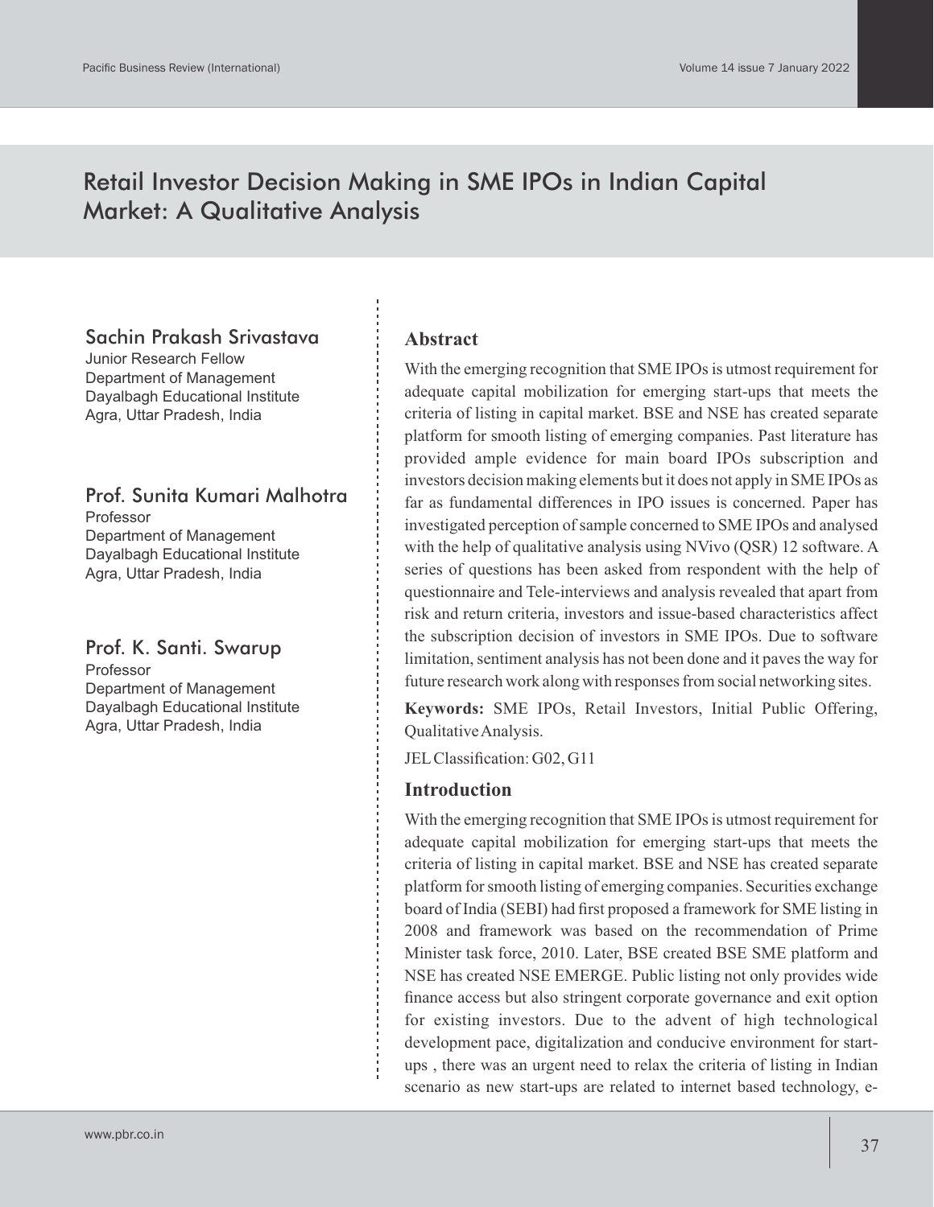# Retail Investor Decision Making in SME IPOs in Indian Capital Market: A Qualitative Analysis

**Sachin Prakash Srivastava**
Junior Research Fellow
Department of Management
Dayalbagh Educational Institute
Agra, Uttar Pradesh, India

**Prof. Sunita Kumari Malhotra**
Professor
Department of Management
Dayalbagh Educational Institute
Agra, Uttar Pradesh, India

**Prof. K. Santi. Swarup**
Professor
Department of Management
Dayalbagh Educational Institute
Agra, Uttar Pradesh, India

## Abstract

With the emerging recognition that SME IPOs is utmost requirement for adequate capital mobilization for emerging start-ups that meets the criteria of listing in capital market. BSE and NSE has created separate platform for smooth listing of emerging companies. Past literature has provided ample evidence for main board IPOs subscription and investors decision making elements but it does not apply in SME IPOs as far as fundamental differences in IPO issues is concerned. Paper has investigated perception of sample concerned to SME IPOs and analysed with the help of qualitative analysis using NVivo (QSR) 12 software. A series of questions has been asked from respondent with the help of questionnaire and Tele-interviews and analysis revealed that apart from risk and return criteria, investors and issue-based characteristics affect the subscription decision of investors in SME IPOs. Due to software limitation, sentiment analysis has not been done and it paves the way for future research work along with responses from social networking sites.

**Keywords:** SME IPOs, Retail Investors, Initial Public Offering, Qualitative Analysis.

JEL Classification: G02, G11

## Introduction

With the emerging recognition that SME IPOs is utmost requirement for adequate capital mobilization for emerging start-ups that meets the criteria of listing in capital market. BSE and NSE has created separate platform for smooth listing of emerging companies. Securities exchange board of India (SEBI) had first proposed a framework for SME listing in 2008 and framework was based on the recommendation of Prime Minister task force, 2010. Later, BSE created BSE SME platform and NSE has created NSE EMERGE. Public listing not only provides wide finance access but also stringent corporate governance and exit option for existing investors. Due to the advent of high technological development pace, digitalization and conducive environment for start-ups , there was an urgent need to relax the criteria of listing in Indian scenario as new start-ups are related to internet based technology, e-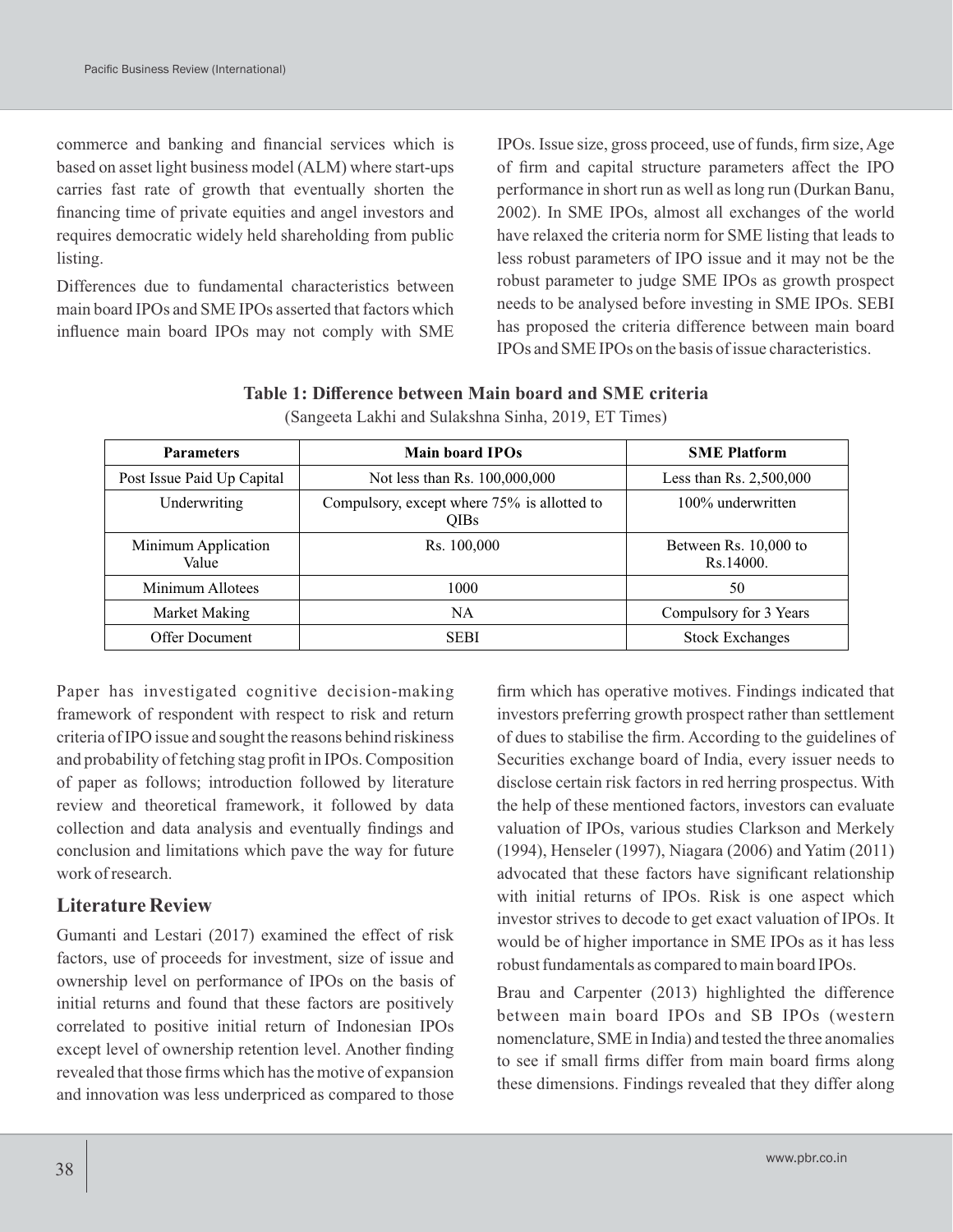commerce and banking and financial services which is based on asset light business model (ALM) where start-ups carries fast rate of growth that eventually shorten the financing time of private equities and angel investors and requires democratic widely held shareholding from public listing.

Differences due to fundamental characteristics between main board IPOs and SME IPOs asserted that factors which influence main board IPOs may not comply with SME IPOs. Issue size, gross proceed, use of funds, firm size, Age of firm and capital structure parameters affect the IPO performance in short run as well as long run (Durkan Banu, 2002). In SME IPOs, almost all exchanges of the world have relaxed the criteria norm for SME listing that leads to less robust parameters of IPO issue and it may not be the robust parameter to judge SME IPOs as growth prospect needs to be analysed before investing in SME IPOs. SEBI has proposed the criteria difference between main board IPOs and SME IPOs on the basis of issue characteristics.

**Table 1: Difference between Main board and SME criteria**

(Sangeeta Lakhi and Sulakshna Sinha, 2019, ET Times)

| Parameters | Main board IPOs | SME Platform |
|---|---|---|
| Post Issue Paid Up Capital | Not less than Rs. 100,000,000 | Less than Rs. 2,500,000 |
| Underwriting | Compulsory, except where 75% is allotted to QIBs | 100% underwritten |
| Minimum Application Value | Rs. 100,000 | Between Rs. 10,000 to Rs.14000. |
| Minimum Allotees | 1000 | 50 |
| Market Making | NA | Compulsory for 3 Years |
| Offer Document | SEBI | Stock Exchanges |

Paper has investigated cognitive decision-making framework of respondent with respect to risk and return criteria of IPO issue and sought the reasons behind riskiness and probability of fetching stag profit in IPOs. Composition of paper as follows; introduction followed by literature review and theoretical framework, it followed by data collection and data analysis and eventually findings and conclusion and limitations which pave the way for future work of research.

## Literature Review

Gumanti and Lestari (2017) examined the effect of risk factors, use of proceeds for investment, size of issue and ownership level on performance of IPOs on the basis of initial returns and found that these factors are positively correlated to positive initial return of Indonesian IPOs except level of ownership retention level. Another finding revealed that those firms which has the motive of expansion and innovation was less underpriced as compared to those firm which has operative motives. Findings indicated that investors preferring growth prospect rather than settlement of dues to stabilise the firm. According to the guidelines of Securities exchange board of India, every issuer needs to disclose certain risk factors in red herring prospectus. With the help of these mentioned factors, investors can evaluate valuation of IPOs, various studies Clarkson and Merkely (1994), Henseler (1997), Niagara (2006) and Yatim (2011) advocated that these factors have significant relationship with initial returns of IPOs. Risk is one aspect which investor strives to decode to get exact valuation of IPOs. It would be of higher importance in SME IPOs as it has less robust fundamentals as compared to main board IPOs.

Brau and Carpenter (2013) highlighted the difference between main board IPOs and SB IPOs (western nomenclature, SME in India) and tested the three anomalies to see if small firms differ from main board firms along these dimensions. Findings revealed that they differ along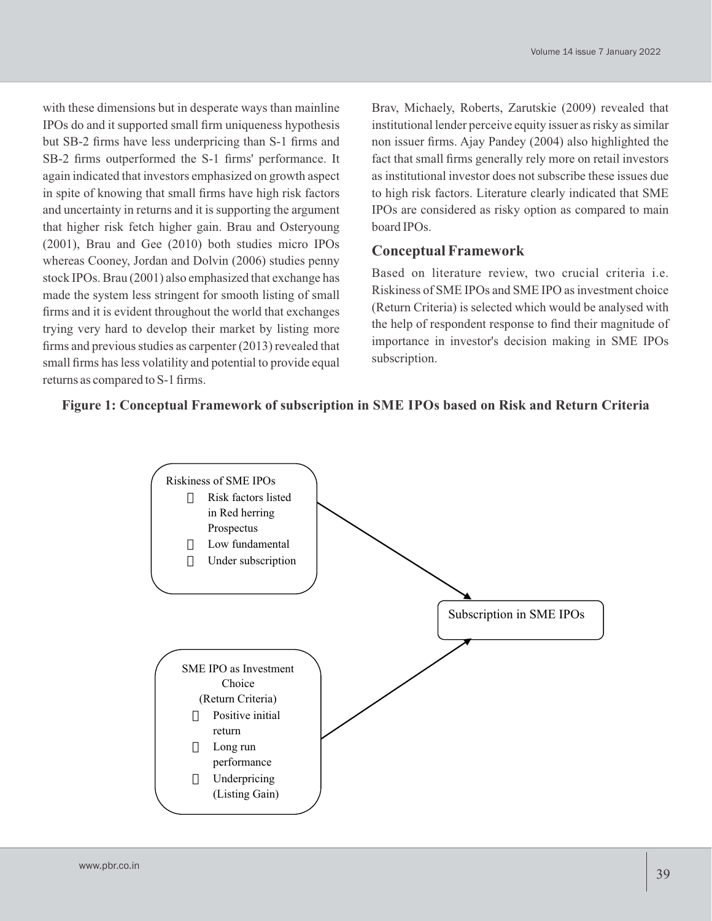with these dimensions but in desperate ways than mainline IPOs do and it supported small firm uniqueness hypothesis but SB-2 firms have less underpricing than S-1 firms and SB-2 firms outperformed the S-1 firms' performance. It again indicated that investors emphasized on growth aspect in spite of knowing that small firms have high risk factors and uncertainty in returns and it is supporting the argument that higher risk fetch higher gain. Brau and Osteryoung (2001), Brau and Gee (2010) both studies micro IPOs whereas Cooney, Jordan and Dolvin (2006) studies penny stock IPOs. Brau (2001) also emphasized that exchange has made the system less stringent for smooth listing of small firms and it is evident throughout the world that exchanges trying very hard to develop their market by listing more firms and previous studies as carpenter (2013) revealed that small firms has less volatility and potential to provide equal returns as compared to S-1 firms.

Brav, Michaely, Roberts, Zarutskie (2009) revealed that institutional lender perceive equity issuer as risky as similar non issuer firms. Ajay Pandey (2004) also highlighted the fact that small firms generally rely more on retail investors as institutional investor does not subscribe these issues due to high risk factors. Literature clearly indicated that SME IPOs are considered as risky option as compared to main board IPOs.

## Conceptual Framework

Based on literature review, two crucial criteria i.e. Riskiness of SME IPOs and SME IPO as investment choice (Return Criteria) is selected which would be analysed with the help of respondent response to find their magnitude of importance in investor's decision making in SME IPOs subscription.

**Figure 1: Conceptual Framework of subscription in SME IPOs based on Risk and Return Criteria**

Riskiness of SME IPOs
- Risk factors listed in Red herring Prospectus
- Low fundamental
- Under subscription

SME IPO as Investment Choice (Return Criteria)
- Positive initial return
- Long run performance
- Underpricing (Listing Gain)

Subscription in SME IPOs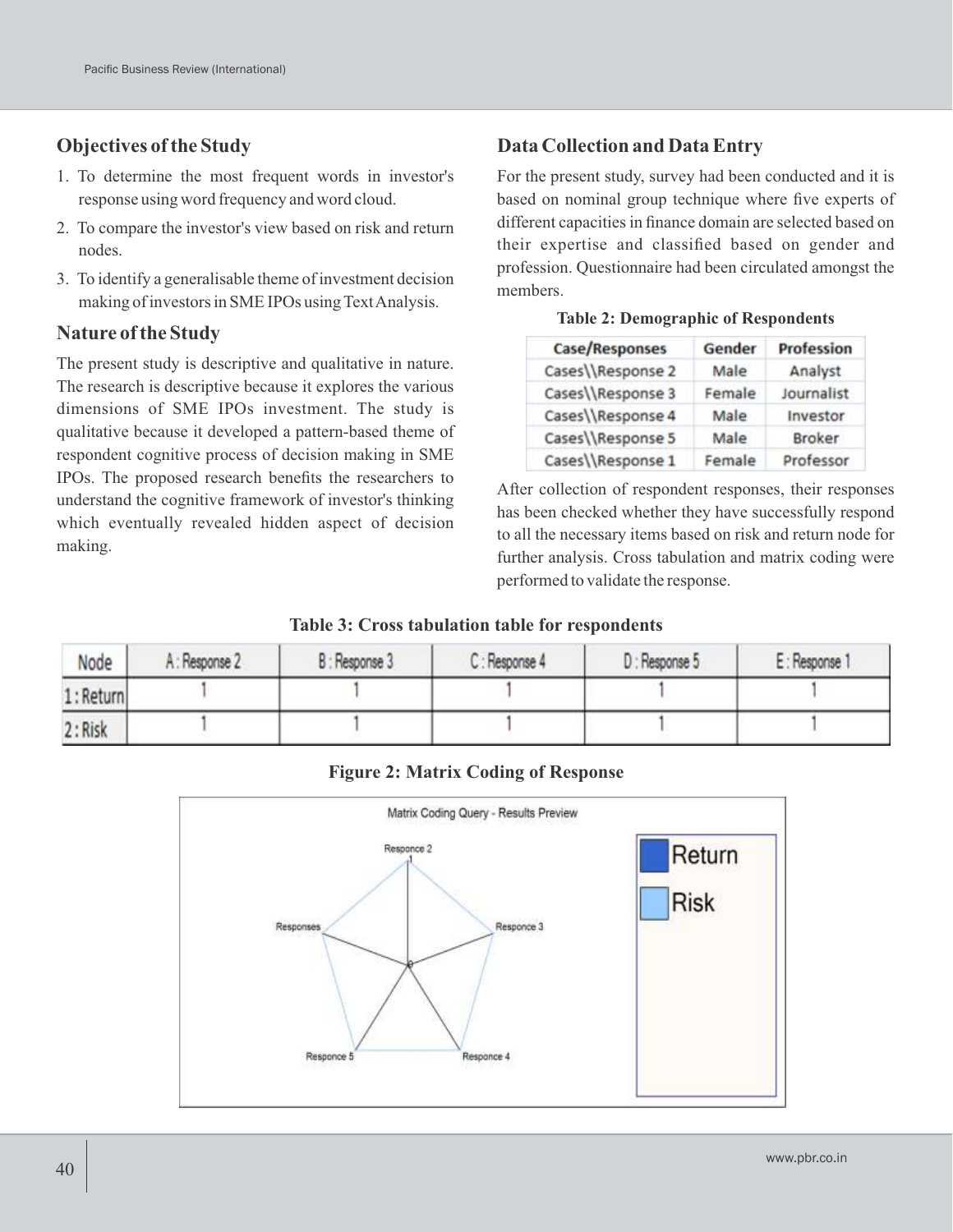## Objectives of the Study

1. To determine the most frequent words in investor's response using word frequency and word cloud.
2. To compare the investor's view based on risk and return nodes.
3. To identify a generalisable theme of investment decision making of investors in SME IPOs using Text Analysis.

## Nature of the Study

The present study is descriptive and qualitative in nature. The research is descriptive because it explores the various dimensions of SME IPOs investment. The study is qualitative because it developed a pattern-based theme of respondent cognitive process of decision making in SME IPOs. The proposed research benefits the researchers to understand the cognitive framework of investor's thinking which eventually revealed hidden aspect of decision making.

## Data Collection and Data Entry

For the present study, survey had been conducted and it is based on nominal group technique where five experts of different capacities in finance domain are selected based on their expertise and classified based on gender and profession. Questionnaire had been circulated amongst the members.

**Table 2: Demographic of Respondents**

| Case/Responses | Gender | Profession |
|---|---|---|
| Cases\\Response 2 | Male | Analyst |
| Cases\\Response 3 | Female | Journalist |
| Cases\\Response 4 | Male | Investor |
| Cases\\Response 5 | Male | Broker |
| Cases\\Response 1 | Female | Professor |

After collection of respondent responses, their responses has been checked whether they have successfully respond to all the necessary items based on risk and return node for further analysis. Cross tabulation and matrix coding were performed to validate the response.

**Table 3: Cross tabulation table for respondents**

| Node | A : Response 2 | B : Response 3 | C : Response 4 | D : Response 5 | E : Response 1 |
|---|---|---|---|---|---|
| 1 : Return | 1 | 1 | 1 | 1 | 1 |
| 2 : Risk | 1 | 1 | 1 | 1 | 1 |

**Figure 2: Matrix Coding of Response**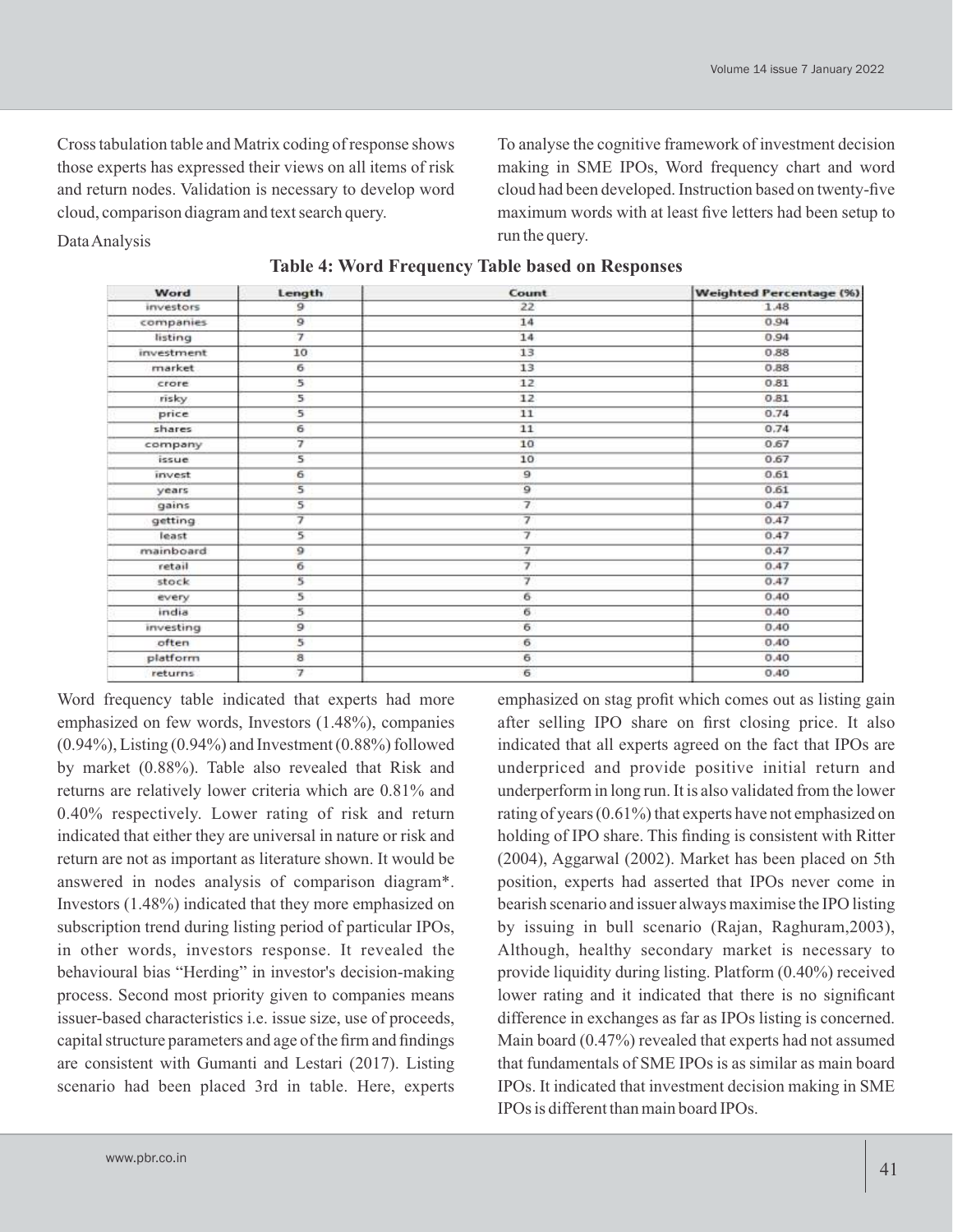Cross tabulation table and Matrix coding of response shows those experts has expressed their views on all items of risk and return nodes. Validation is necessary to develop word cloud, comparison diagram and text search query.

Data Analysis

To analyse the cognitive framework of investment decision making in SME IPOs, Word frequency chart and word cloud had been developed. Instruction based on twenty-five maximum words with at least five letters had been setup to run the query.

**Table 4: Word Frequency Table based on Responses**

| Word | Length | Count | Weighted Percentage (%) |
|---|---|---|---|
| investors | 9 | 22 | 1.48 |
| companies | 9 | 14 | 0.94 |
| listing | 7 | 14 | 0.94 |
| investment | 10 | 13 | 0.88 |
| market | 6 | 13 | 0.88 |
| crore | 5 | 12 | 0.81 |
| risky | 5 | 12 | 0.81 |
| price | 5 | 11 | 0.74 |
| shares | 6 | 11 | 0.74 |
| company | 7 | 10 | 0.67 |
| issue | 5 | 10 | 0.67 |
| invest | 6 | 9 | 0.61 |
| years | 5 | 9 | 0.61 |
| gains | 5 | 7 | 0.47 |
| getting | 7 | 7 | 0.47 |
| least | 5 | 7 | 0.47 |
| mainboard | 9 | 7 | 0.47 |
| retail | 6 | 7 | 0.47 |
| stock | 5 | 7 | 0.47 |
| every | 5 | 6 | 0.40 |
| india | 5 | 6 | 0.40 |
| investing | 9 | 6 | 0.40 |
| often | 5 | 6 | 0.40 |
| platform | 8 | 6 | 0.40 |
| returns | 7 | 6 | 0.40 |

Word frequency table indicated that experts had more emphasized on few words, Investors (1.48%), companies (0.94%), Listing (0.94%) and Investment (0.88%) followed by market (0.88%). Table also revealed that Risk and returns are relatively lower criteria which are 0.81% and 0.40% respectively. Lower rating of risk and return indicated that either they are universal in nature or risk and return are not as important as literature shown. It would be answered in nodes analysis of comparison diagram*. Investors (1.48%) indicated that they more emphasized on subscription trend during listing period of particular IPOs, in other words, investors response. It revealed the behavioural bias "Herding" in investor's decision-making process. Second most priority given to companies means issuer-based characteristics i.e. issue size, use of proceeds, capital structure parameters and age of the firm and findings are consistent with Gumanti and Lestari (2017). Listing scenario had been placed 3rd in table. Here, experts emphasized on stag profit which comes out as listing gain after selling IPO share on first closing price. It also indicated that all experts agreed on the fact that IPOs are underpriced and provide positive initial return and underperform in long run. It is also validated from the lower rating of years (0.61%) that experts have not emphasized on holding of IPO share. This finding is consistent with Ritter (2004), Aggarwal (2002). Market has been placed on 5th position, experts had asserted that IPOs never come in bearish scenario and issuer always maximise the IPO listing by issuing in bull scenario (Rajan, Raghuram,2003), Although, healthy secondary market is necessary to provide liquidity during listing. Platform (0.40%) received lower rating and it indicated that there is no significant difference in exchanges as far as IPOs listing is concerned. Main board (0.47%) revealed that experts had not assumed that fundamentals of SME IPOs is as similar as main board IPOs. It indicated that investment decision making in SME IPOs is different than main board IPOs.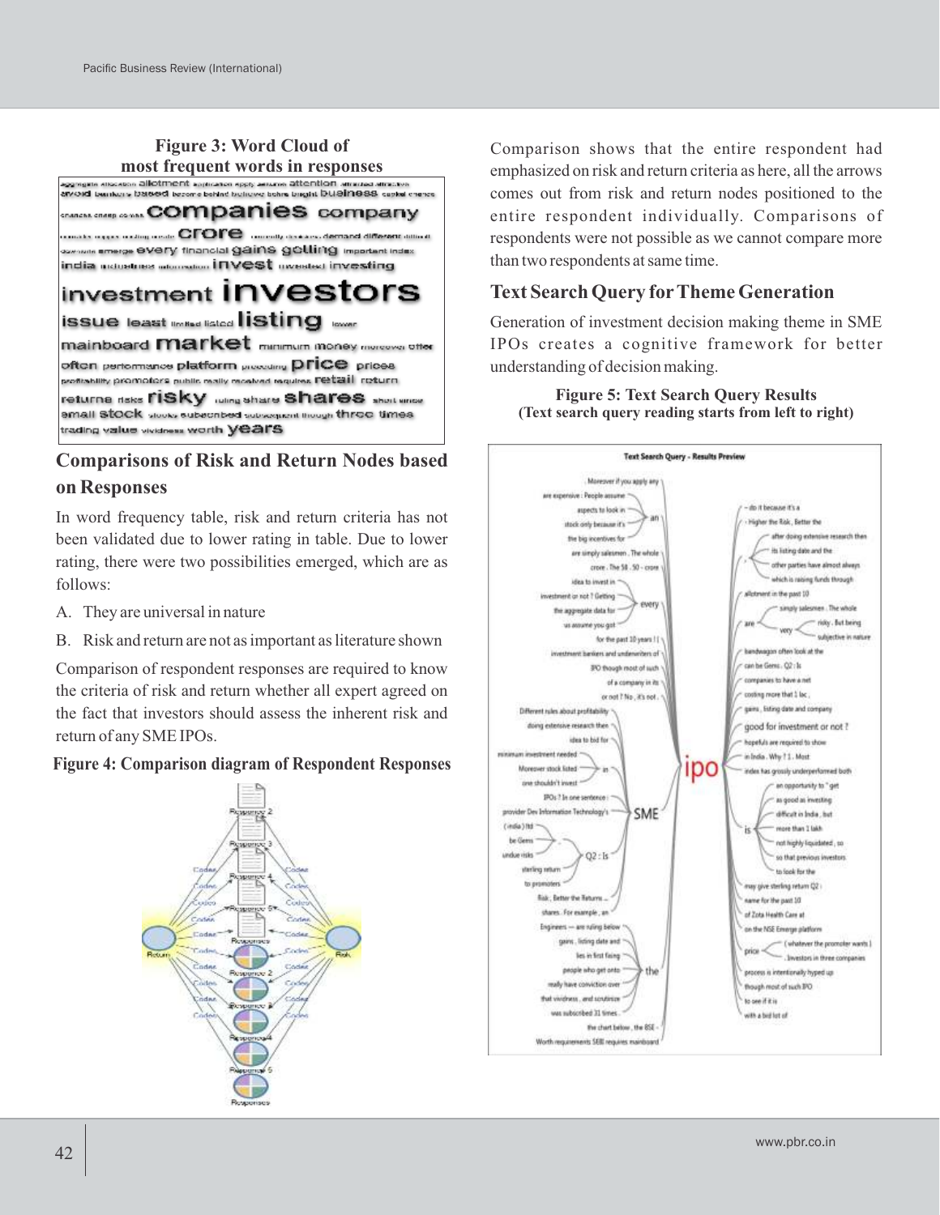**Figure 3: Word Cloud of most frequent words in responses**

## Comparisons of Risk and Return Nodes based on Responses

In word frequency table, risk and return criteria has not been validated due to lower rating in table. Due to lower rating, there were two possibilities emerged, which are as follows:

A. They are universal in nature

B. Risk and return are not as important as literature shown

Comparison of respondent responses are required to know the criteria of risk and return whether all expert agreed on the fact that investors should assess the inherent risk and return of any SME IPOs.

**Figure 4: Comparison diagram of Respondent Responses**

Comparison shows that the entire respondent had emphasized on risk and return criteria as here, all the arrows comes out from risk and return nodes positioned to the entire respondent individually. Comparisons of respondents were not possible as we cannot compare more than two respondents at same time.

## Text Search Query for Theme Generation

Generation of investment decision making theme in SME IPOs creates a cognitive framework for better understanding of decision making.

**Figure 5: Text Search Query Results**
**(Text search query reading starts from left to right)**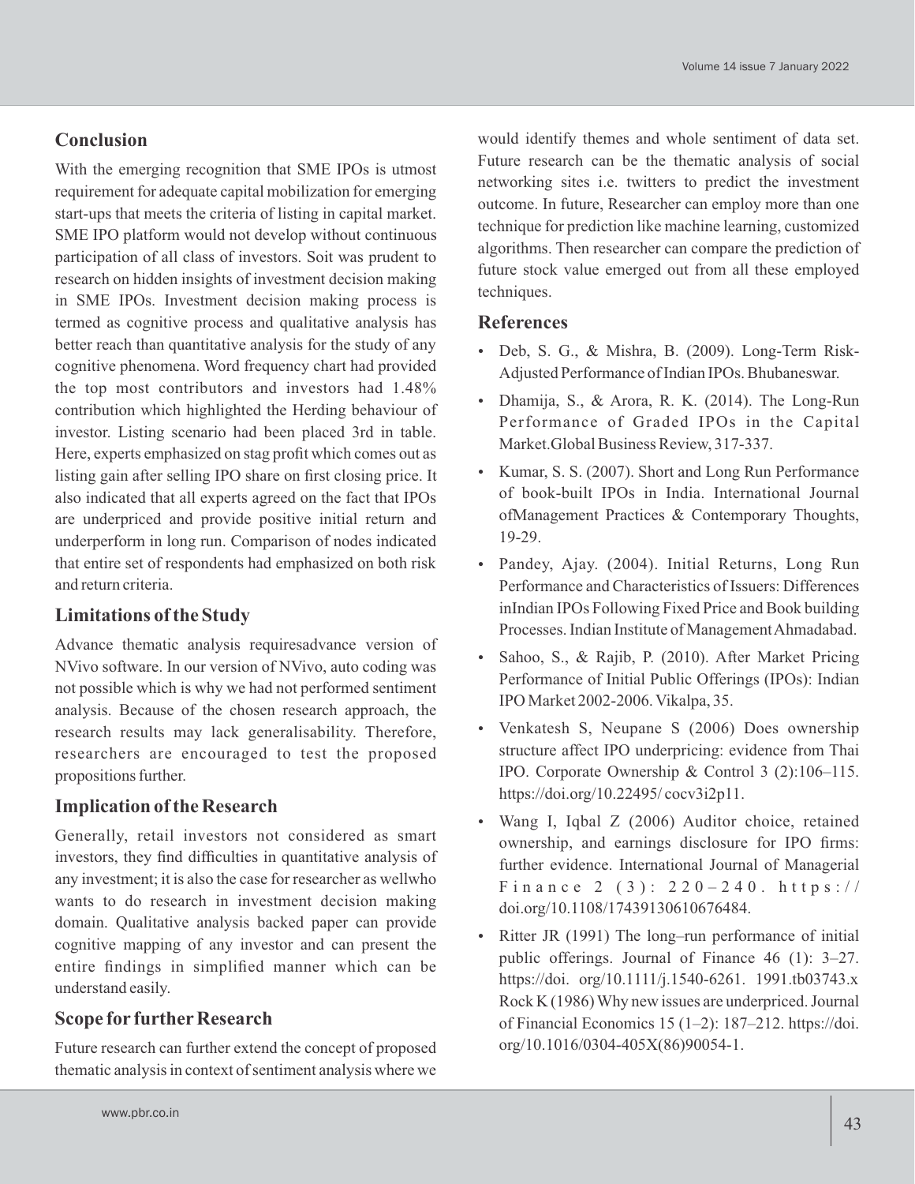## Conclusion

With the emerging recognition that SME IPOs is utmost requirement for adequate capital mobilization for emerging start-ups that meets the criteria of listing in capital market. SME IPO platform would not develop without continuous participation of all class of investors. Soit was prudent to research on hidden insights of investment decision making in SME IPOs. Investment decision making process is termed as cognitive process and qualitative analysis has better reach than quantitative analysis for the study of any cognitive phenomena. Word frequency chart had provided the top most contributors and investors had 1.48% contribution which highlighted the Herding behaviour of investor. Listing scenario had been placed 3rd in table. Here, experts emphasized on stag profit which comes out as listing gain after selling IPO share on first closing price. It also indicated that all experts agreed on the fact that IPOs are underpriced and provide positive initial return and underperform in long run. Comparison of nodes indicated that entire set of respondents had emphasized on both risk and return criteria.

## Limitations of the Study

Advance thematic analysis requiresadvance version of NVivo software. In our version of NVivo, auto coding was not possible which is why we had not performed sentiment analysis. Because of the chosen research approach, the research results may lack generalisability. Therefore, researchers are encouraged to test the proposed propositions further.

## Implication of the Research

Generally, retail investors not considered as smart investors, they find difficulties in quantitative analysis of any investment; it is also the case for researcher as wellwho wants to do research in investment decision making domain. Qualitative analysis backed paper can provide cognitive mapping of any investor and can present the entire findings in simplified manner which can be understand easily.

## Scope for further Research

Future research can further extend the concept of proposed thematic analysis in context of sentiment analysis where we would identify themes and whole sentiment of data set. Future research can be the thematic analysis of social networking sites i.e. twitters to predict the investment outcome. In future, Researcher can employ more than one technique for prediction like machine learning, customized algorithms. Then researcher can compare the prediction of future stock value emerged out from all these employed techniques.

## References

- Deb, S. G., & Mishra, B. (2009). Long-Term Risk-Adjusted Performance of Indian IPOs. Bhubaneswar.
- Dhamija, S., & Arora, R. K. (2014). The Long-Run Performance of Graded IPOs in the Capital Market.Global Business Review, 317-337.
- Kumar, S. S. (2007). Short and Long Run Performance of book-built IPOs in India. International Journal ofManagement Practices & Contemporary Thoughts, 19-29.
- Pandey, Ajay. (2004). Initial Returns, Long Run Performance and Characteristics of Issuers: Differences inIndian IPOs Following Fixed Price and Book building Processes. Indian Institute of Management Ahmadabad.
- Sahoo, S., & Rajib, P. (2010). After Market Pricing Performance of Initial Public Offerings (IPOs): Indian IPO Market 2002-2006. Vikalpa, 35.
- Venkatesh S, Neupane S (2006) Does ownership structure affect IPO underpricing: evidence from Thai IPO. Corporate Ownership & Control 3 (2):106–115. https://doi.org/10.22495/ cocv3i2p11.
- Wang I, Iqbal Z (2006) Auditor choice, retained ownership, and earnings disclosure for IPO firms: further evidence. International Journal of Managerial Finance 2 (3): 220–240. https:// doi.org/10.1108/17439130610676484.
- Ritter JR (1991) The long–run performance of initial public offerings. Journal of Finance 46 (1): 3–27. https://doi. org/10.1111/j.1540-6261. 1991.tb03743.x Rock K (1986) Why new issues are underpriced. Journal of Financial Economics 15 (1–2): 187–212. https://doi. org/10.1016/0304-405X(86)90054-1.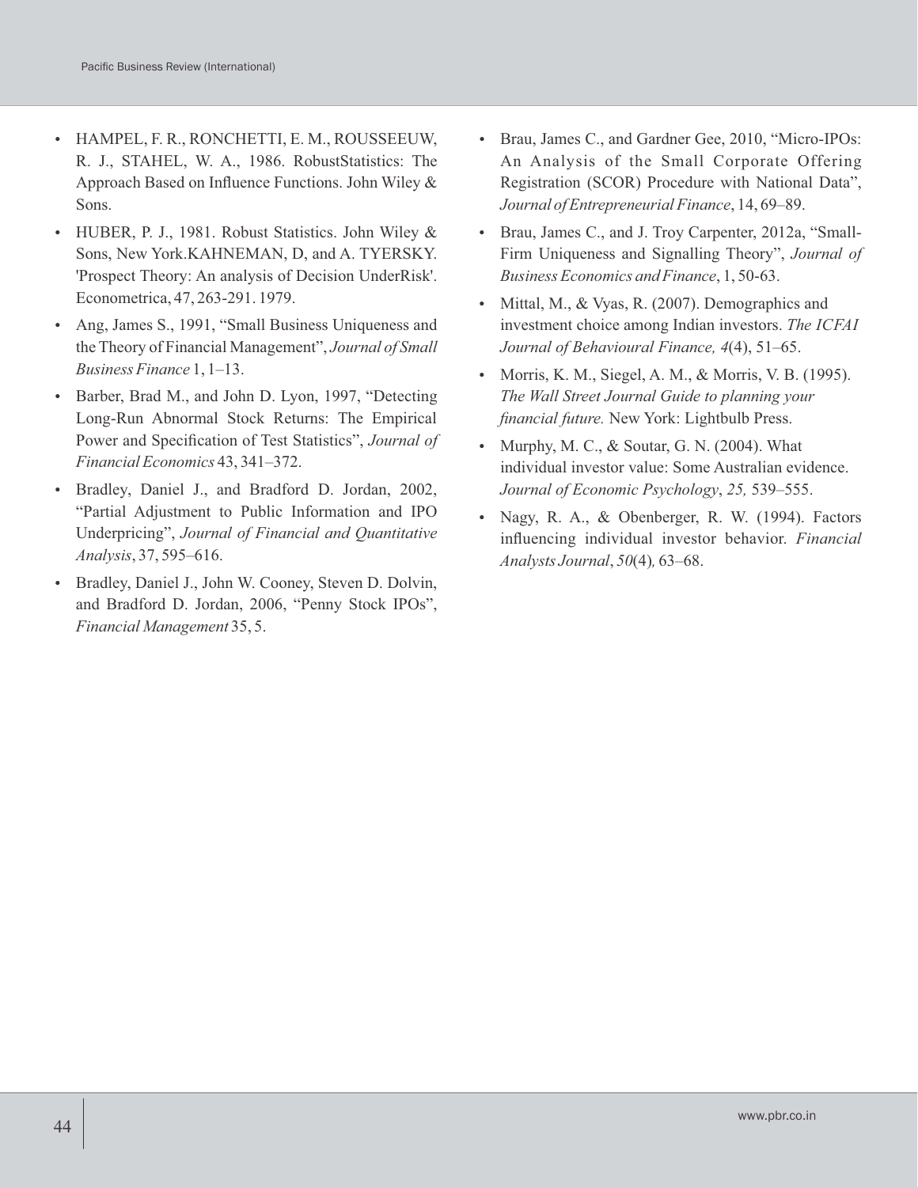- HAMPEL, F. R., RONCHETTI, E. M., ROUSSEEUW, R. J., STAHEL, W. A., 1986. RobustStatistics: The Approach Based on Influence Functions. John Wiley & Sons.
- HUBER, P. J., 1981. Robust Statistics. John Wiley & Sons, New York.KAHNEMAN, D, and A. TYERSKY. 'Prospect Theory: An analysis of Decision UnderRisk'. Econometrica, 47, 263-291. 1979.
- Ang, James S., 1991, "Small Business Uniqueness and the Theory of Financial Management", *Journal of Small Business Finance* 1, 1–13.
- Barber, Brad M., and John D. Lyon, 1997, "Detecting Long-Run Abnormal Stock Returns: The Empirical Power and Specification of Test Statistics", *Journal of Financial Economics* 43, 341–372.
- Bradley, Daniel J., and Bradford D. Jordan, 2002, "Partial Adjustment to Public Information and IPO Underpricing", *Journal of Financial and Quantitative Analysis*, 37, 595–616.
- Bradley, Daniel J., John W. Cooney, Steven D. Dolvin, and Bradford D. Jordan, 2006, "Penny Stock IPOs", *Financial Management* 35, 5.
- Brau, James C., and Gardner Gee, 2010, "Micro-IPOs: An Analysis of the Small Corporate Offering Registration (SCOR) Procedure with National Data", *Journal of Entrepreneurial Finance*, 14, 69–89.
- Brau, James C., and J. Troy Carpenter, 2012a, "Small-Firm Uniqueness and Signalling Theory", *Journal of Business Economics and Finance*, 1, 50-63.
- Mittal, M., & Vyas, R. (2007). Demographics and investment choice among Indian investors. *The ICFAI Journal of Behavioural Finance, 4*(4), 51–65.
- Morris, K. M., Siegel, A. M., & Morris, V. B. (1995). *The Wall Street Journal Guide to planning your financial future.* New York: Lightbulb Press.
- Murphy, M. C., & Soutar, G. N. (2004). What individual investor value: Some Australian evidence. *Journal of Economic Psychology*, *25,* 539–555.
- Nagy, R. A., & Obenberger, R. W. (1994). Factors influencing individual investor behavior. *Financial Analysts Journal*, *50*(4)*,* 63–68.